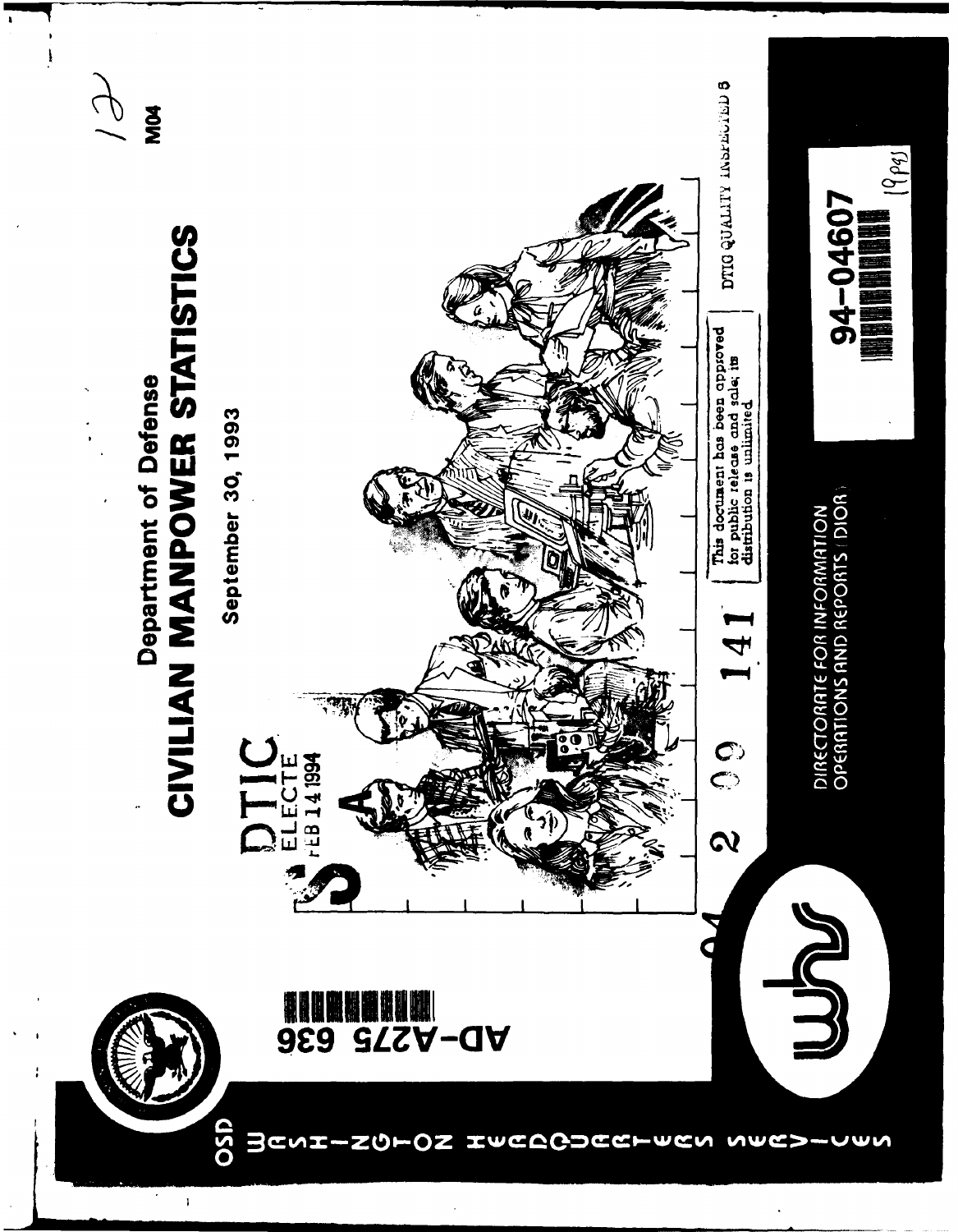AD-A275 636

OSD

WASHINGTON HEADQUARTERS SERVICES

Department of Defense

# CIVILIAN MANPOWER STATISTICS

September 30, 1993

DTIC
ELECTE
FEB 14 1994

S A

94 2 09 141

This document has been approved for public release and sale; its distribution is unlimited

DTIC QUALITY INSPECTED 5

94-04607

DIRECTORATE FOR INFORMATION
OPERATIONS AND REPORTS (DIOR)

M04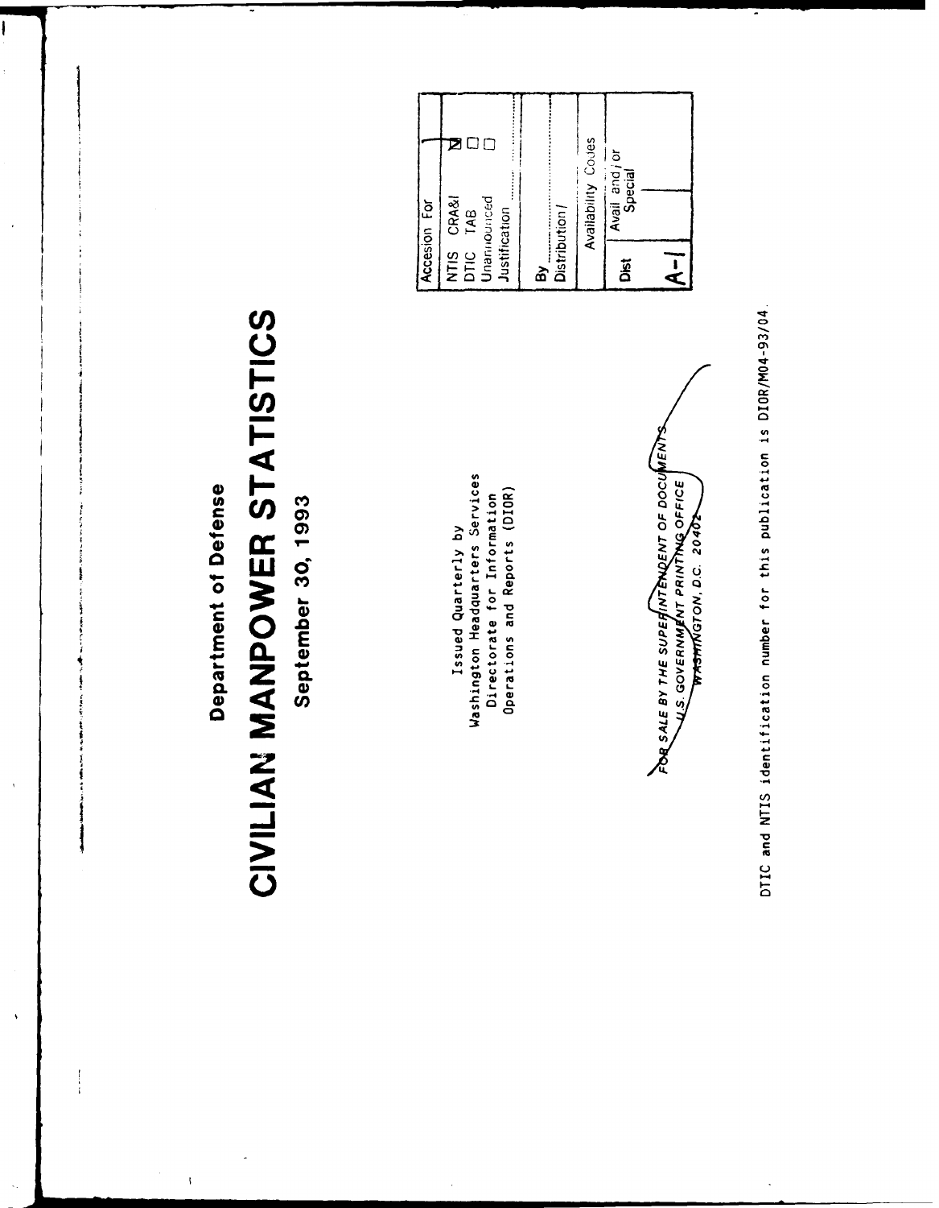# Department of Defense

# CIVILIAN MANPOWER STATISTICS

## September 30, 1993

Issued Quarterly by
Washington Headquarters Services
Directorate for Information
Operations and Reports (DIOR)

FOR SALE BY THE SUPERINTENDENT OF DOCUMENTS
U.S. GOVERNMENT PRINTING OFFICE
WASHINGTON, D.C. 20402

| Accesion For | |
|---|---|
| NTIS CRA&I | ☑ |
| DTIC TAB | ☐ |
| Unannounced | ☐ |
| Justification ........ | |
| By ........ | |
| Distribution / | |
| Availability Codes | |
| Dist | Avail and / or Special |
| A-1 | |

DTIC and NTIS identification number for this publication is DIOR/M04-93/04.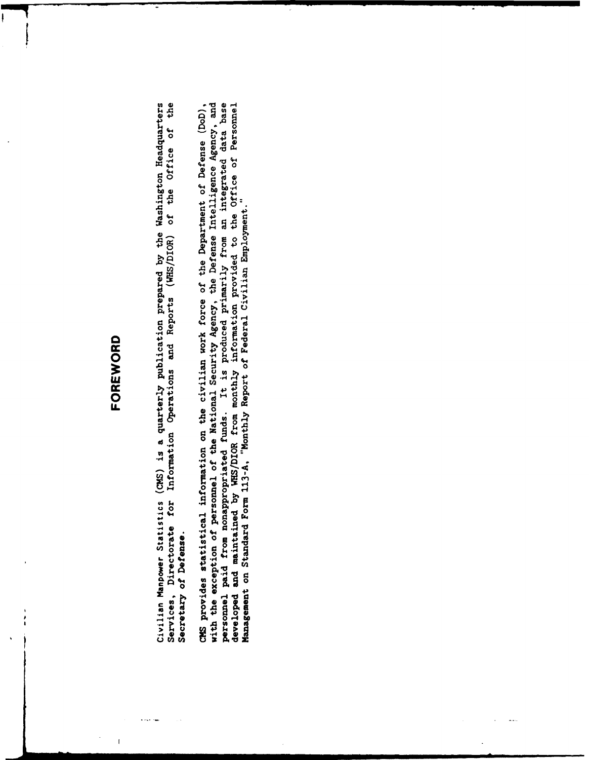# FOREWORD

Civilian Manpower Statistics (CMS) is a quarterly publication prepared by the Washington Headquarters Services, Directorate for Information Operations and Reports (WHS/DIOR) of the Office of the Secretary of Defense.

CMS provides statistical information on the civilian work force of the Department of Defense (DoD), with the exception of personnel of the National Security Agency, the Defense Intelligence Agency, and personnel paid from nonappropriated funds. It is produced primarily from an integrated data base developed and maintained by WHS/DIOR from monthly information provided to the Office of Personnel Management on Standard Form 113-A, "Monthly Report of Federal Civilian Employment."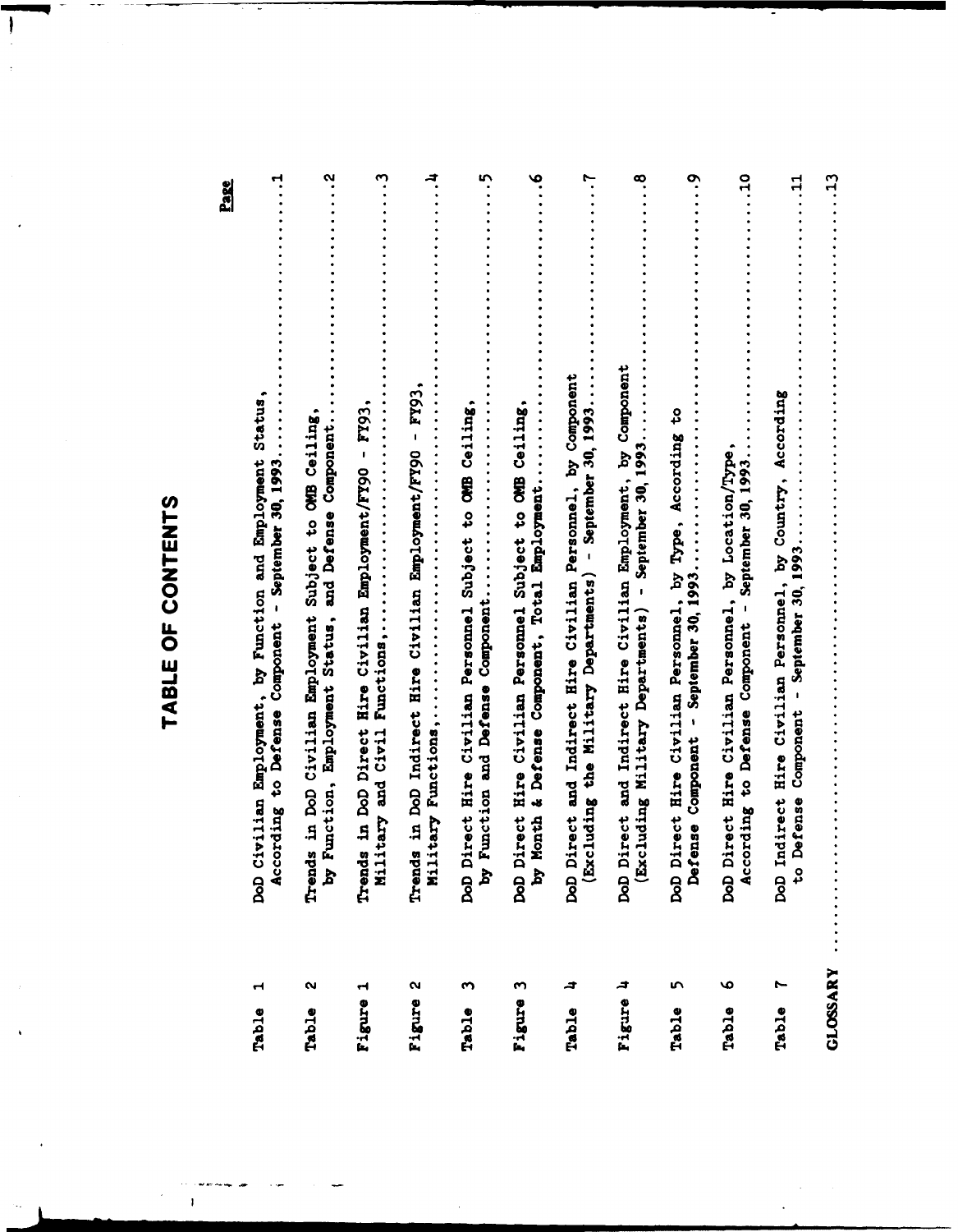# TABLE OF CONTENTS

| | | Page |
|---|---|---|
| Table 1 | DoD Civilian Employment, by Function and Employment Status, According to Defense Component - September 30, 1993 | 1 |
| Table 2 | Trends in DoD Civilian Employment Subject to OMB Ceiling, by Function, Employment Status, and Defense Component | 2 |
| Figure 1 | Trends in DoD Direct Hire Civilian Employment/FY90 - FY93, Military and Civil Functions | 3 |
| Figure 2 | Trends in DoD Indirect Hire Civilian Employment/FY90 - FY93, Military Functions | 4 |
| Table 3 | DoD Direct Hire Civilian Personnel Subject to OMB Ceiling, by Function and Defense Component | 5 |
| Figure 3 | DoD Direct Hire Civilian Personnel Subject to OMB Ceiling, by Month & Defense Component, Total Employment | 6 |
| Table 4 | DoD Direct and Indirect Hire Civilian Personnel, by Component (Excluding the Military Departments) - September 30, 1993 | 7 |
| Figure 4 | DoD Direct and Indirect Hire Civilian Employment, by Component (Excluding Military Departments) - September 30, 1993 | 8 |
| Table 5 | DoD Direct Hire Civilian Personnel, by Type, According to Defense Component - September 30, 1993 | 9 |
| Table 6 | DoD Direct Hire Civilian Personnel, by Location/Type, According to Defense Component - September 30, 1993 | 10 |
| Table 7 | DoD Indirect Hire Civilian Personnel, by Country, According to Defense Component - September 30, 1993 | 11 |
| GLOSSARY | | 13 |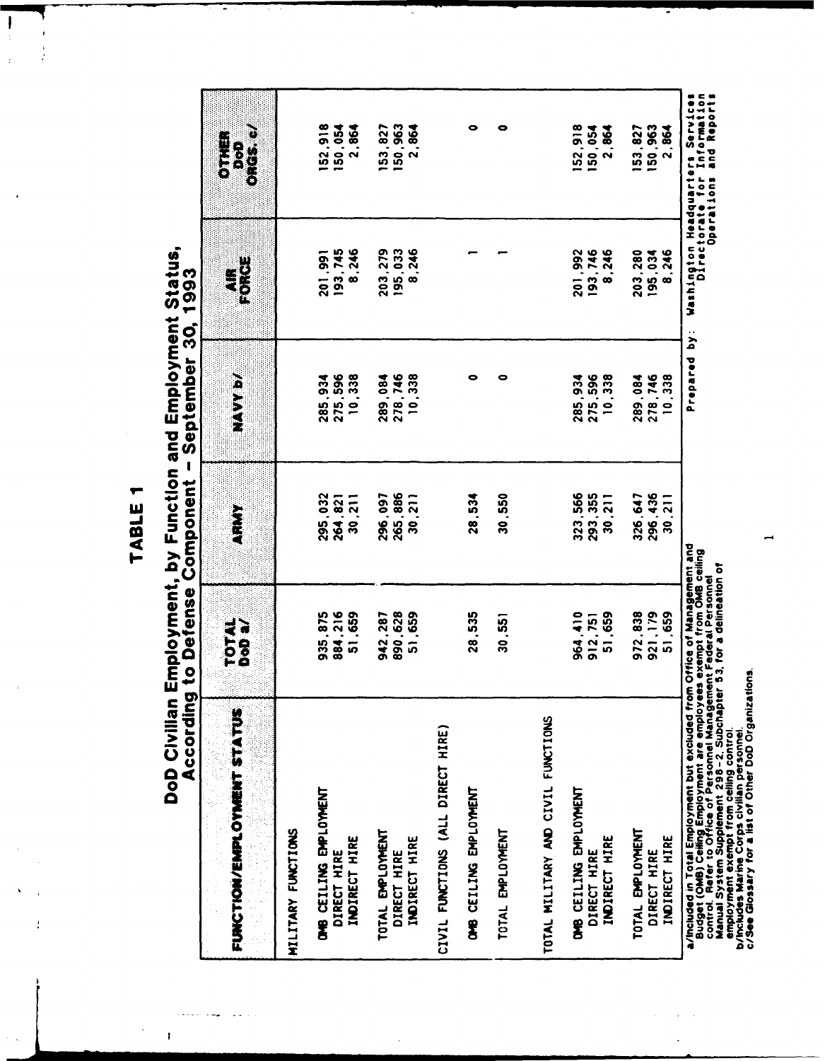# TABLE 1

## DoD Civilian Employment, by Function and Employment Status, According to Defense Component - September 30, 1993

| FUNCTION/EMPLOYMENT STATUS | TOTAL DoD a/ | ARMY | NAVY b/ | AIR FORCE | OTHER DoD ORGS. c/ |
|---|---|---|---|---|---|
| MILITARY FUNCTIONS | | | | | |
| OMB CEILING EMPLOYMENT | 935,875 | 295,032 | 285,934 | 201,991 | 152,918 |
| DIRECT HIRE | 884,216 | 264,821 | 275,596 | 193,745 | 150,054 |
| INDIRECT HIRE | 51,659 | 30,211 | 10,338 | 8,246 | 2,864 |
| TOTAL EMPLOYMENT | 942,287 | 296,097 | 289,084 | 203,279 | 153,827 |
| DIRECT HIRE | 890,628 | 265,886 | 278,746 | 195,033 | 150,963 |
| INDIRECT HIRE | 51,659 | 30,211 | 10,338 | 8,246 | 2,864 |
| CIVIL FUNCTIONS (ALL DIRECT HIRE) | | | | | |
| OMB CEILING EMPLOYMENT | 28,535 | 28,534 | 0 | 1 | 0 |
| TOTAL EMPLOYMENT | 30,551 | 30,550 | 0 | 1 | 0 |
| TOTAL MILITARY AND CIVIL FUNCTIONS | | | | | |
| OMB CEILING EMPLOYMENT | 964,410 | 323,566 | 285,934 | 201,992 | 152,918 |
| DIRECT HIRE | 912,751 | 293,355 | 275,596 | 193,746 | 150,054 |
| INDIRECT HIRE | 51,659 | 30,211 | 10,338 | 8,246 | 2,864 |
| TOTAL EMPLOYMENT | 972,838 | 326,647 | 289,084 | 203,280 | 153,827 |
| DIRECT HIRE | 921,179 | 296,436 | 278,746 | 195,034 | 150,963 |
| INDIRECT HIRE | 51,659 | 30,211 | 10,338 | 8,246 | 2,864 |

a/Included in Total Employment but excluded from Office of Management and Budget (OMB) Ceiling Employment are employees exempt from OMB ceiling control. Refer to Office of Personnel Management Federal Personnel Manual System Supplement 298-2, Subchapter 53, for a delineation of employment exempt from ceiling control.
b/Includes Marine Corps civilian personnel.
c/See Glossary for a list of Other DoD Organizations.

Prepared by: Washington Headquarters Services
Directorate for Information
Operations and Reports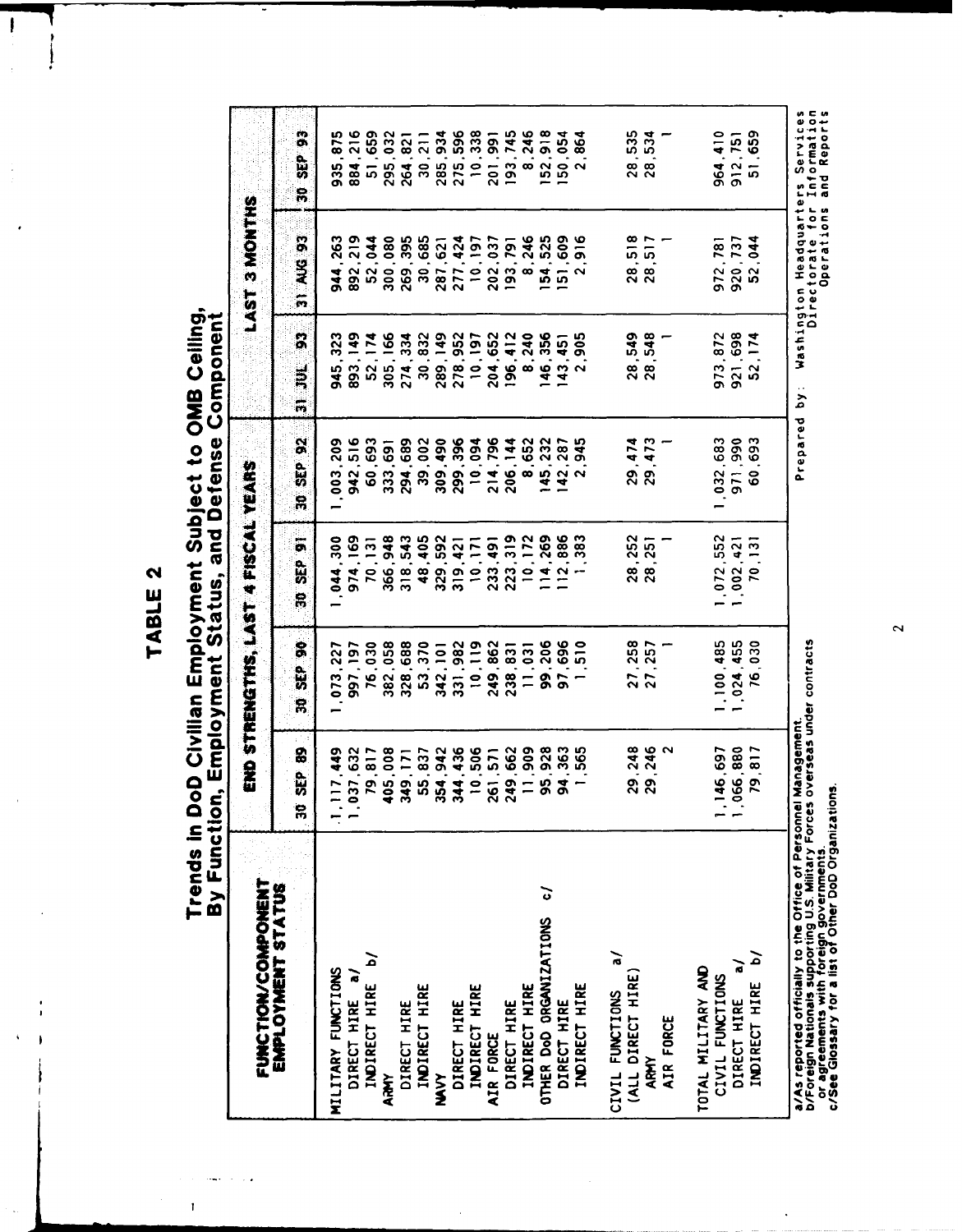# TABLE 2

## Trends in DoD Civilian Employment Subject to OMB Ceiling, By Function, Employment Status, and Defense Component

| FUNCTION/COMPONENT EMPLOYMENT STATUS | END STRENGTHS, LAST 4 FISCAL YEARS | | | | LAST 3 MONTHS | | |
|---|---|---|---|---|---|---|---|
| | 30 SEP 89 | 30 SEP 90 | 30 SEP 91 | 30 SEP 92 | 31 JUL 93 | 31 AUG 93 | 30 SEP 93 |
| MILITARY FUNCTIONS | 1,117,449 | 1,073,227 | 1,044,300 | 1,003,209 | 945,323 | 944,263 | 935,875 |
| DIRECT HIRE a/ | 1,037,632 | 997,197 | 974,169 | 942,516 | 893,149 | 892,219 | 884,216 |
| INDIRECT HIRE b/ | 79,817 | 76,030 | 70,131 | 60,693 | 52,174 | 52,044 | 51,659 |
| ARMY | 405,008 | 382,058 | 366,948 | 333,691 | 305,166 | 300,080 | 295,032 |
| DIRECT HIRE | 349,171 | 328,688 | 318,543 | 294,689 | 274,334 | 269,395 | 264,821 |
| INDIRECT HIRE | 55,837 | 53,370 | 48,405 | 39,002 | 30,832 | 30,685 | 30,211 |
| NAVY | 354,942 | 342,101 | 329,592 | 309,490 | 289,149 | 287,621 | 285,934 |
| DIRECT HIRE | 344,436 | 331,982 | 319,421 | 299,396 | 278,952 | 277,424 | 275,596 |
| INDIRECT HIRE | 10,506 | 10,119 | 10,171 | 10,094 | 10,197 | 10,197 | 10,338 |
| AIR FORCE | 261,571 | 249,862 | 233,491 | 214,796 | 204,652 | 202,037 | 201,991 |
| DIRECT HIRE | 249,662 | 238,831 | 223,319 | 206,144 | 196,412 | 193,791 | 193,745 |
| INDIRECT HIRE | 11,909 | 11,031 | 10,172 | 8,652 | 8,240 | 8,246 | 8,246 |
| OTHER DoD ORGANIZATIONS c/ | 95,928 | 99,206 | 114,269 | 145,232 | 146,356 | 154,525 | 152,918 |
| DIRECT HIRE | 94,363 | 97,696 | 112,886 | 142,287 | 143,451 | 151,609 | 150,054 |
| INDIRECT HIRE | 1,565 | 1,510 | 1,383 | 2,945 | 2,905 | 2,916 | 2,864 |
| CIVIL FUNCTIONS a/ (ALL DIRECT HIRE) | 29,248 | 27,258 | 28,252 | 29,474 | 28,549 | 28,518 | 28,535 |
| ARMY | 29,246 | 27,257 | 28,251 | 29,473 | 28,548 | 28,517 | 28,534 |
| AIR FORCE | 2 | 1 | 1 | 1 | 1 | 1 | 1 |
| TOTAL MILITARY AND CIVIL FUNCTIONS | 1,146,697 | 1,100,485 | 1,072,552 | 1,032,683 | 973,872 | 972,781 | 964,410 |
| DIRECT HIRE a/ | 1,066,880 | 1,024,455 | 1,002,421 | 971,990 | 921,698 | 920,737 | 912,751 |
| INDIRECT HIRE b/ | 79,817 | 76,030 | 70,131 | 60,693 | 52,174 | 52,044 | 51,659 |

a/As reported officially to the Office of Personnel Management.
b/Foreign Nationals supporting U.S. Military Forces overseas under contracts or agreements with foreign governments.
c/See Glossary for a list of Other DoD Organizations.

Prepared by: Washington Headquarters Services
Directorate for Information
Operations and Reports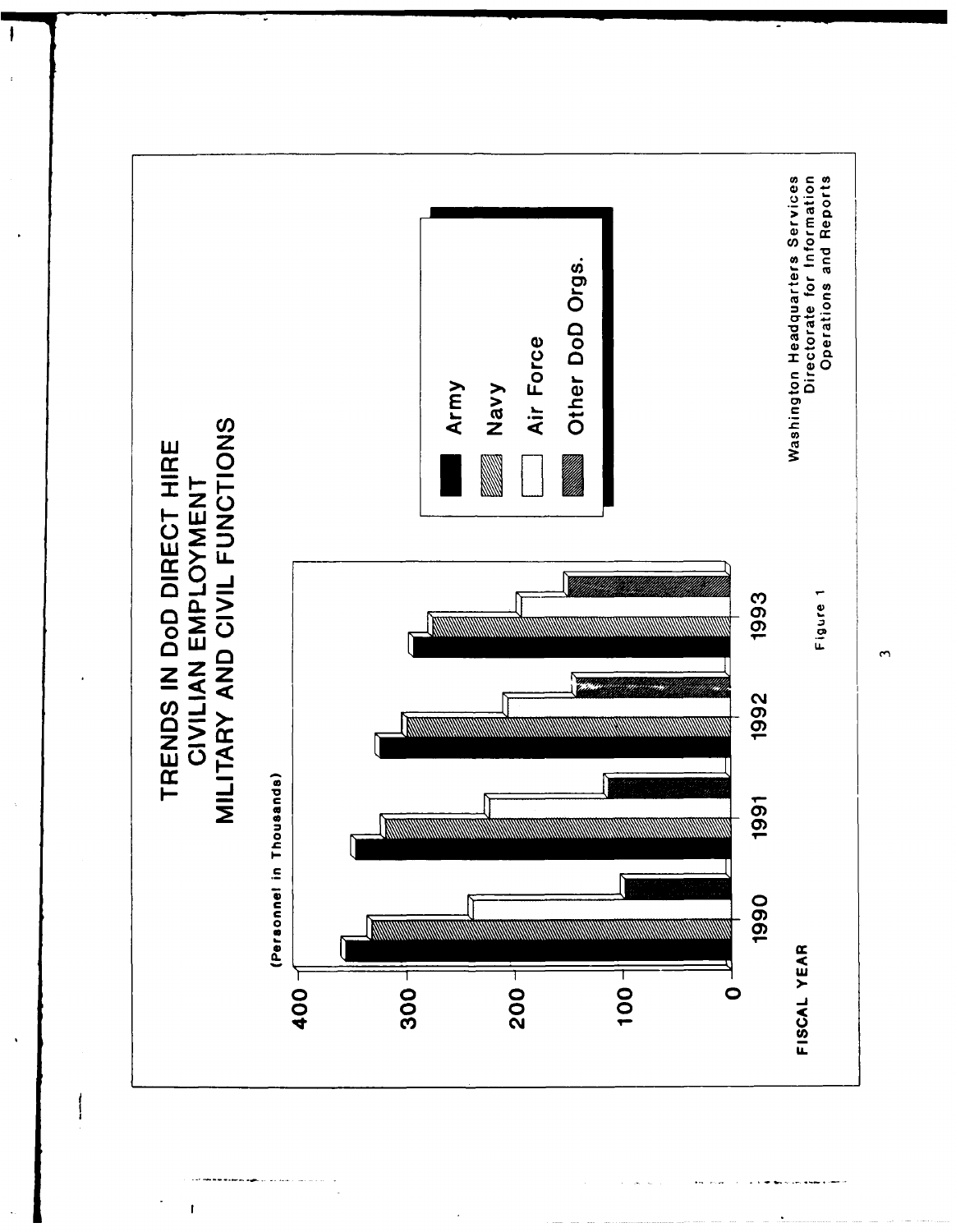# TRENDS IN DoD DIRECT HIRE CIVILIAN EMPLOYMENT MILITARY AND CIVIL FUNCTIONS

(Personnel in Thousands)

400

300

200

100

0

FISCAL YEAR

1990 1991 1992 1993

Army

Navy

Air Force

Other DoD Orgs.

Washington Headquarters Services
Directorate for Information
Operations and Reports

Figure 1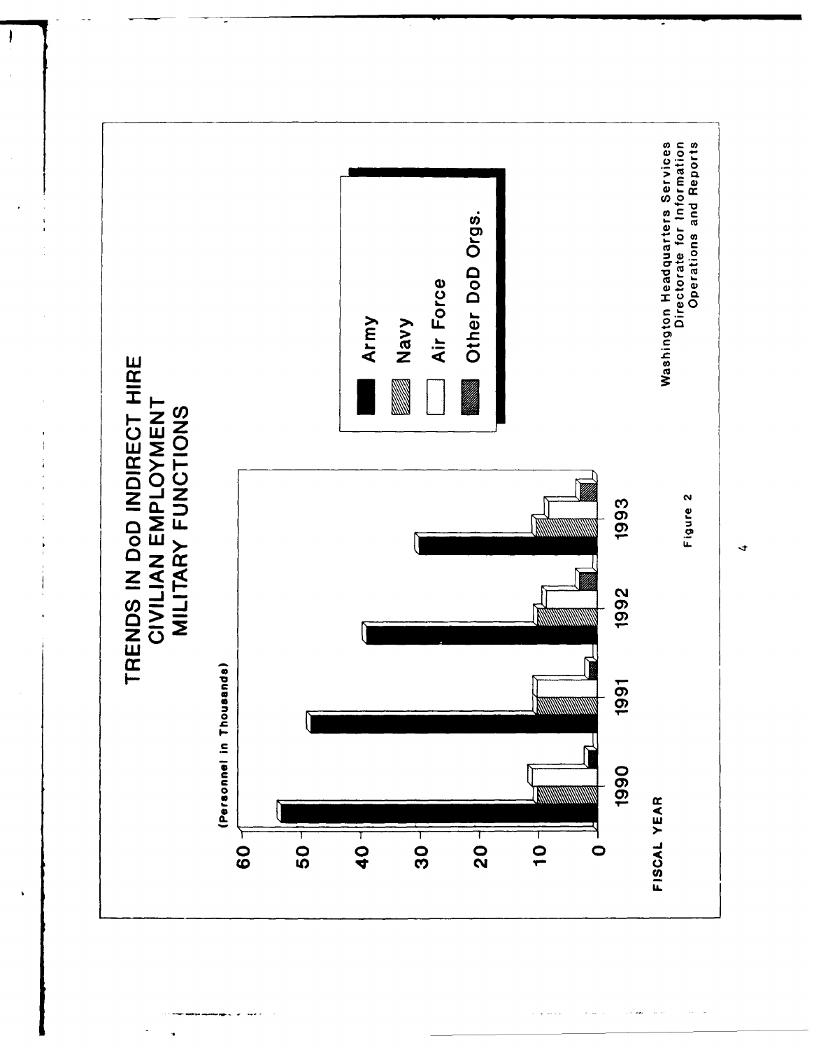# TRENDS IN DoD INDIRECT HIRE CIVILIAN EMPLOYMENT MILITARY FUNCTIONS

(Personnel in Thousands)

60
50
40
30
20
10
0

FISCAL YEAR

1990 1991 1992 1993

Army
Navy
Air Force
Other DoD Orgs.

Washington Headquarters Services
Directorate for Information
Operations and Reports

Figure 2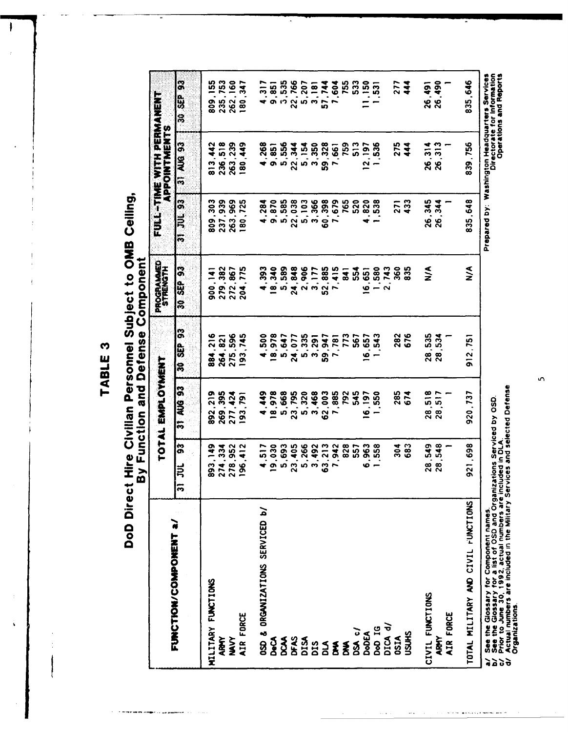# TABLE 3

## DoD Direct Hire Civilian Personnel Subject to OMB Ceiling, By Function and Defense Component

| FUNCTION/COMPONENT a/ | TOTAL EMPLOYMENT | | | PROGRAMMED STRENGTH | FULL-TIME WITH PERMANENT APPOINTMENTS | | |
|---|---|---|---|---|---|---|---|
| | 31 JUL 93 | 31 AUG 93 | 30 SEP 93 | 30 SEP 93 | 31 JUL 93 | 31 AUG 93 | 30 SEP 93 |
| MILITARY FUNCTIONS | 893,149 | 892,219 | 884,216 | 900,141 | 809,303 | 813,442 | 809,155 |
| ARMY | 274,334 | 269,395 | 264,821 | 279,382 | 237,939 | 236,518 | 235,753 |
| NAVY | 278,952 | 277,424 | 275,596 | 272,867 | 263,969 | 263,239 | 262,160 |
| AIR FORCE | 196,412 | 193,791 | 193,745 | 204,775 | 180,725 | 180,449 | 180,347 |
| | | | | | | | |
| OSD & ORGANIZATIONS SERVICED b/ | 4,517 | 4,449 | 4,500 | 4,393 | 4,284 | 4,268 | 4,317 |
| DeCA | 19,030 | 18,978 | 18,978 | 18,340 | 9,870 | 9,851 | 9,851 |
| DCAA | 5,693 | 5,668 | 5,647 | 5,589 | 5,585 | 5,556 | 5,535 |
| DFAS | 23,405 | 23,795 | 24,077 | 24,848 | 22,038 | 22,344 | 22,766 |
| DISA | 5,266 | 5,320 | 5,335 | 2,906 | 5,103 | 5,154 | 5,207 |
| DIS | 3,492 | 3,468 | 3,291 | 3,177 | 3,366 | 3,350 | 3,181 |
| DLA | 63,213 | 62,003 | 59,947 | 52,885 | 60,398 | 59,328 | 57,744 |
| DMA | 7,942 | 7,885 | 7,781 | 7,415 | 7,679 | 7,661 | 7,604 |
| DNA | 828 | 792 | 773 | 841 | 765 | 759 | 755 |
| DSA c/ | 557 | 545 | 567 | 554 | 520 | 513 | 533 |
| DoDEA | 6,963 | 16,197 | 16,657 | 16,651 | 4,820 | 12,197 | 11,150 |
| DoD IG | 1,558 | 1,550 | 1,543 | 1,580 | 1,538 | 1,536 | 1,531 |
| DICA d/ | | | | 2,743 | | | |
| OSIA | 304 | 285 | 282 | 360 | 271 | 275 | 277 |
| USUHS | 683 | 674 | 676 | 835 | 433 | 444 | 444 |
| | | | | | | | |
| CIVIL FUNCTIONS | 28,549 | 28,518 | 28,535 | N/A | 26,345 | 26,314 | 26,491 |
| ARMY | 28,548 | 28,517 | 28,534 | | 26,344 | 26,313 | 26,490 |
| AIR FORCE | 1 | 1 | 1 | | 1 | 1 | 1 |
| | | | | | | | |
| TOTAL MILITARY AND CIVIL FUNCTIONS | 921,698 | 920,737 | 912,751 | N/A | 835,648 | 839,756 | 835,646 |

a/ See the Glossary for Component names.
b/ See the Glossary for a list of OSD and Organizations Serviced by OSD.
c/ Prior to June 30, 1992, actual numbers are included in DLA.
d/ Actual numbers are included in the Military Services and selected Defense Organizations.

Prepared by: Washington Headquarters Services
Directorate for Information
Operations and Reports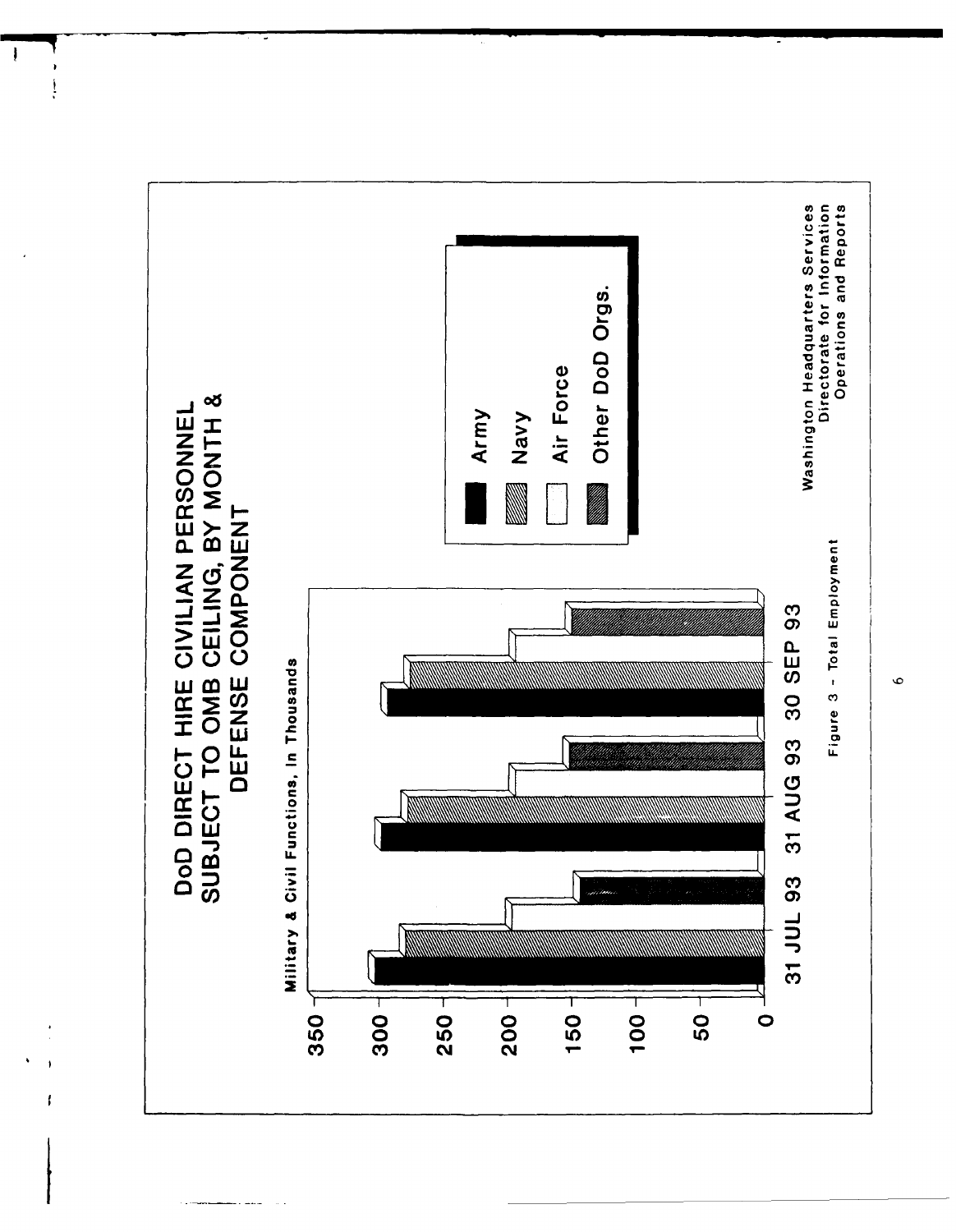# DoD DIRECT HIRE CIVILIAN PERSONNEL SUBJECT TO OMB CEILING, BY MONTH & DEFENSE COMPONENT

Military & Civil Functions, In Thousands

350
300
250
200
150
100
50
0

31 JUL 93 | 31 AUG 93 | 30 SEP 93

Army
Navy
Air Force
Other DoD Orgs.

Washington Headquarters Services
Directorate for Information
Operations and Reports

Figure 3 - Total Employment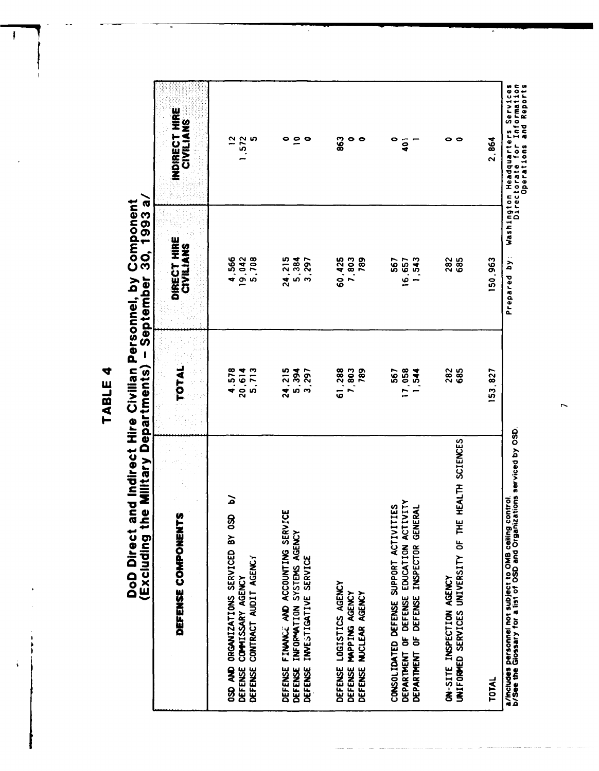# TABLE 4

## DoD Direct and Indirect Hire Civilian Personnel, by Component (Excluding the Military Departments) - September 30, 1993 a/

| DEFENSE COMPONENTS | TOTAL | DIRECT HIRE CIVILIANS | INDIRECT HIRE CIVILIANS |
|---|---|---|---|
| OSD AND ORGANIZATIONS SERVICED BY OSD b/ | 4,578 | 4,566 | 12 |
| DEFENSE COMMISSARY AGENCY | 20,614 | 19,042 | 1,572 |
| DEFENSE CONTRACT AUDIT AGENCY | 5,713 | 5,708 | 5 |
| DEFENSE FINANCE AND ACCOUNTING SERVICE | 24,215 | 24,215 | 0 |
| DEFENSE INFORMATION SYSTEMS AGENCY | 5,394 | 5,384 | 10 |
| DEFENSE INVESTIGATIVE SERVICE | 3,297 | 3,297 | 0 |
| DEFENSE LOGISTICS AGENCY | 61,288 | 60,425 | 863 |
| DEFENSE MAPPING AGENCY | 7,803 | 7,803 | 0 |
| DEFENSE NUCLEAR AGENCY | 789 | 789 | 0 |
| CONSOLIDATED DEFENSE SUPPORT ACTIVITIES | 567 | 567 | 0 |
| DEPARTMENT OF DEFENSE EDUCATION ACTIVITY | 17,058 | 16,657 | 401 |
| DEPARTMENT OF DEFENSE INSPECTOR GENERAL | 1,544 | 1,543 | 1 |
| ON-SITE INSPECTION AGENCY | 282 | 282 | 0 |
| UNIFORMED SERVICES UNIVERSITY OF THE HEALTH SCIENCES | 685 | 685 | 0 |
| TOTAL | 153,827 | 150,963 | 2,864 |

a/ Includes personnel not subject to OMB ceiling control.
b/ See the Glossary for a list of OSD and Organizations serviced by OSD.

Prepared by: Washington Headquarters Services
Directorate for Information
Operations and Reports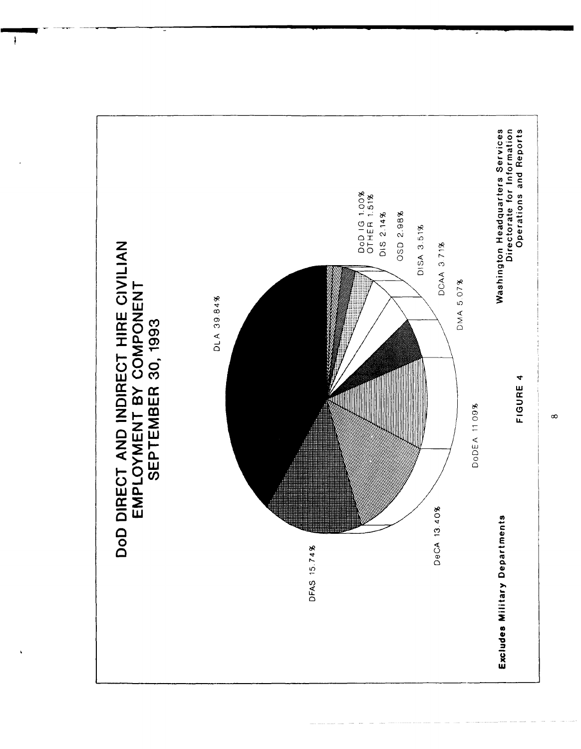# DoD DIRECT AND INDIRECT HIRE CIVILIAN EMPLOYMENT BY COMPONENT SEPTEMBER 30, 1993

DLA 39.84%

DFAS 15.74%

DeCA 13.40%

DoDEA 11.09%

DMA 5.07%

DCAA 3.71%

DISA 3.51%

OSD 2.98%

DIS 2.14%

OTHER 1.51%

DoD IG 1.00%

**Excludes Military Departments**

FIGURE 4

Washington Headquarters Services
Directorate for Information
Operations and Reports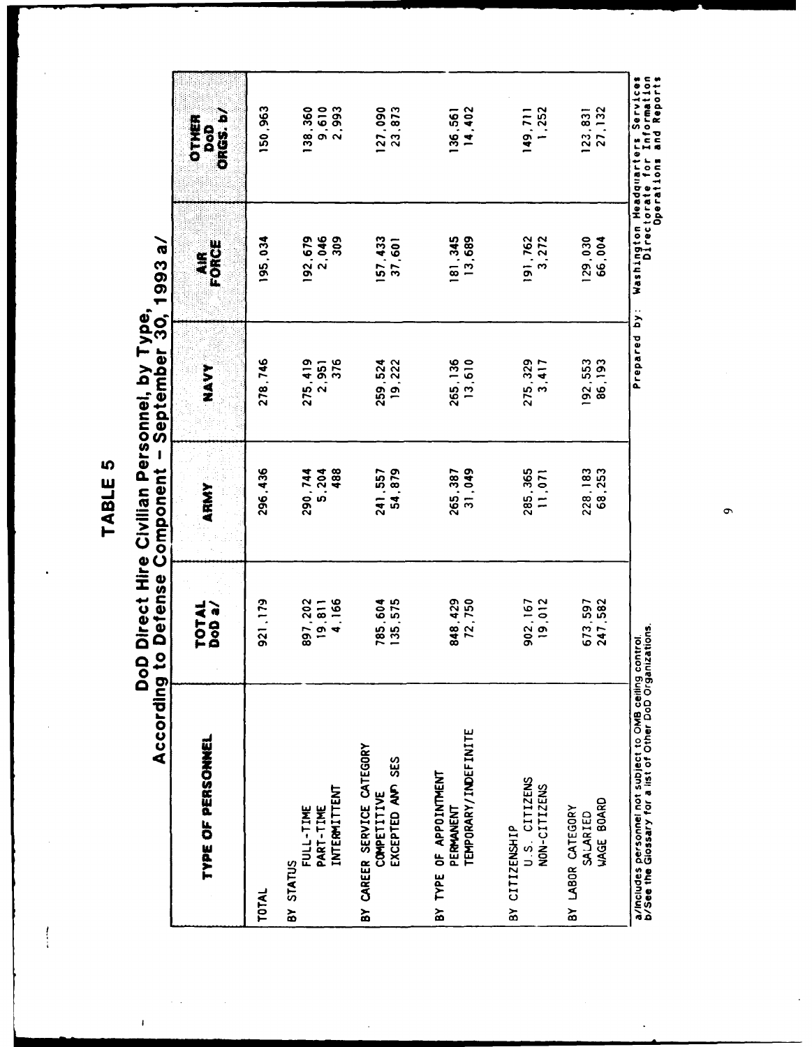# TABLE 5

## DoD Direct Hire Civilian Personnel, by Type, According to Defense Component - September 30, 1993 a/

| TYPE OF PERSONNEL | TOTAL DoD a/ | ARMY | NAVY | AIR FORCE | OTHER DoD ORGS. b/ |
|---|---|---|---|---|---|
| TOTAL | 921,179 | 296,436 | 278,746 | 195,034 | 150,963 |
| BY STATUS | | | | | |
| FULL-TIME | 897,202 | 290,744 | 275,419 | 192,679 | 138,360 |
| PART-TIME | 19,811 | 5,204 | 2,951 | 2,046 | 9,610 |
| INTERMITTENT | 4,166 | 488 | 376 | 309 | 2,993 |
| BY CAREER SERVICE CATEGORY | | | | | |
| COMPETITIVE | 785,604 | 241,557 | 259,524 | 157,433 | 127,090 |
| EXCEPTED AND SES | 135,575 | 54,879 | 19,222 | 37,601 | 23,873 |
| BY TYPE OF APPOINTMENT | | | | | |
| PERMANENT | 848,429 | 265,387 | 265,136 | 181,345 | 136,561 |
| TEMPORARY/INDEFINITE | 72,750 | 31,049 | 13,610 | 13,689 | 14,402 |
| BY CITIZENSHIP | | | | | |
| U.S. CITIZENS | 902,167 | 285,365 | 275,329 | 191,762 | 149,711 |
| NON-CITIZENS | 19,012 | 11,071 | 3,417 | 3,272 | 1,252 |
| BY LABOR CATEGORY | | | | | |
| SALARIED | 673,597 | 228,183 | 192,553 | 129,030 | 123,831 |
| WAGE BOARD | 247,582 | 68,253 | 86,193 | 66,004 | 27,132 |

a/Includes personnel not subject to OMB ceiling control.
b/See the Glossary for a list of Other DoD Organizations.

Prepared by: Washington Headquarters Services
Directorate for Information
Operations and Reports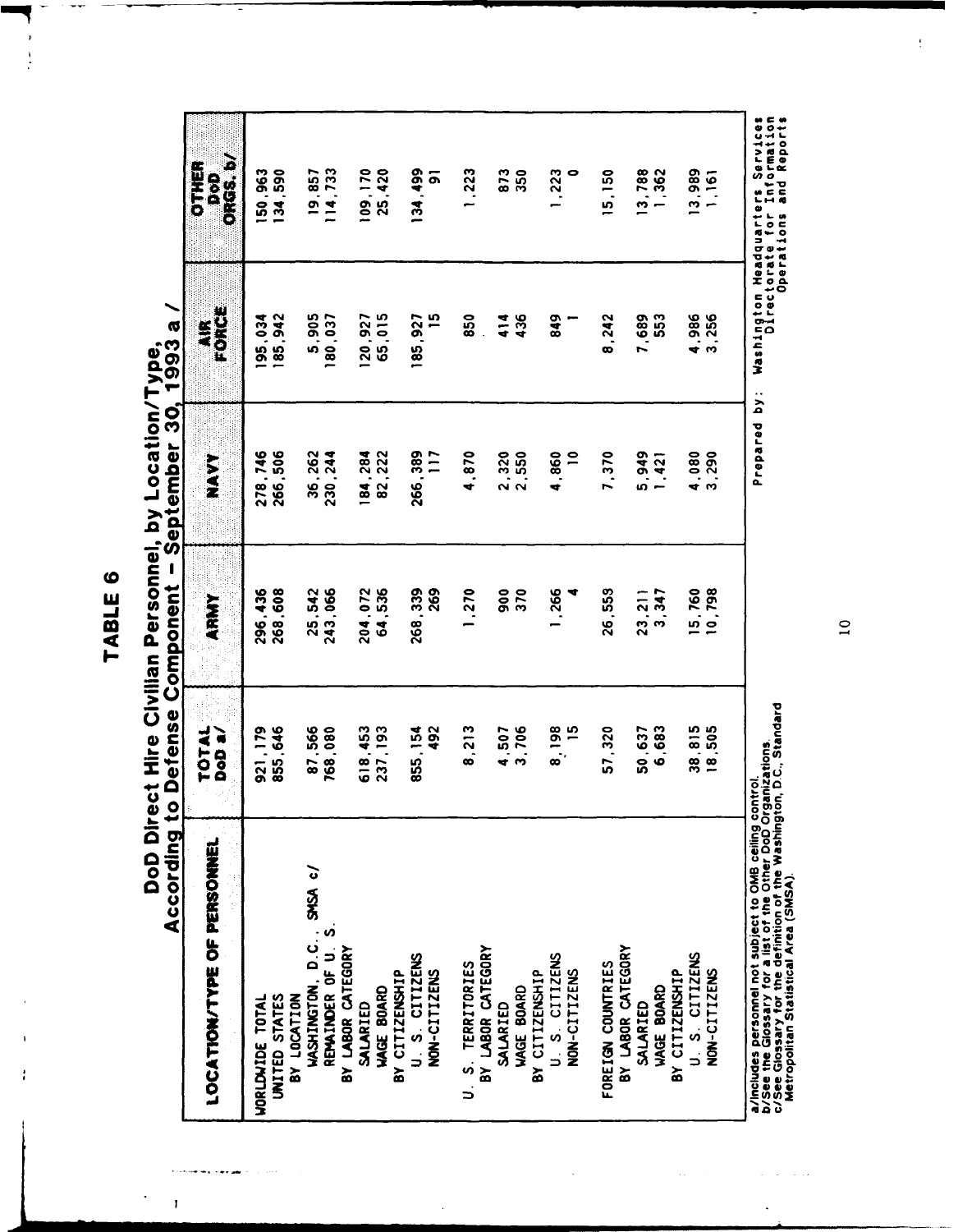# TABLE 6

## DoD Direct Hire Civilian Personnel, by Location/Type, According to Defense Component - September 30, 1993 a/

| LOCATION/TYPE OF PERSONNEL | TOTAL DoD a/ | ARMY | NAVY | AIR FORCE | OTHER DoD ORGS. b/ |
|---|---|---|---|---|---|
| WORLDWIDE TOTAL | 921,179 | 296,436 | 278,746 | 195,034 | 150,963 |
| UNITED STATES | 855,646 | 268,608 | 266,506 | 185,942 | 134,590 |
| BY LOCATION | | | | | |
| WASHINGTON, D.C., SMSA c/ | 87,566 | 25,542 | 36,262 | 5,905 | 19,857 |
| REMAINDER OF U. S. | 768,080 | 243,066 | 230,244 | 180,037 | 114,733 |
| BY LABOR CATEGORY | | | | | |
| SALARIED | 618,453 | 204,072 | 184,284 | 120,927 | 109,170 |
| WAGE BOARD | 237,193 | 64,536 | 82,222 | 65,015 | 25,420 |
| BY CITIZENSHIP | | | | | |
| U. S. CITIZENS | 855,154 | 268,339 | 266,389 | 185,927 | 134,499 |
| NON-CITIZENS | 492 | 269 | 117 | 15 | 91 |
| U. S. TERRITORIES | 8,213 | 1,270 | 4,870 | 850 | 1,223 |
| BY LABOR CATEGORY | | | | | |
| SALARIED | 4,507 | 900 | 2,320 | 414 | 873 |
| WAGE BOARD | 3,706 | 370 | 2,550 | 436 | 350 |
| BY CITIZENSHIP | | | | | |
| U. S. CITIZENS | 8,198 | 1,266 | 4,860 | 849 | 1,223 |
| NON-CITIZENS | 15 | 4 | 10 | 1 | 0 |
| FOREIGN COUNTRIES | 57,320 | 26,559 | 7,370 | 8,242 | 15,150 |
| BY LABOR CATEGORY | | | | | |
| SALARIED | 50,637 | 23,211 | 5,949 | 7,689 | 13,788 |
| WAGE BOARD | 6,683 | 3,347 | 1,421 | 553 | 1,362 |
| BY CITIZENSHIP | | | | | |
| U. S. CITIZENS | 38,815 | 15,760 | 4,080 | 4,986 | 13,989 |
| NON-CITIZENS | 18,505 | 10,798 | 3,290 | 3,256 | 1,161 |

a/Includes personnel not subject to OMB ceiling control.
b/See the Glossary for a list of the Other DoD Organizations.
c/See Glossary for the definition of the Washington, D.C., Standard Metropolitan Statistical Area (SMSA).

Prepared by: Washington Headquarters Services
Directorate for Information
Operations and Reports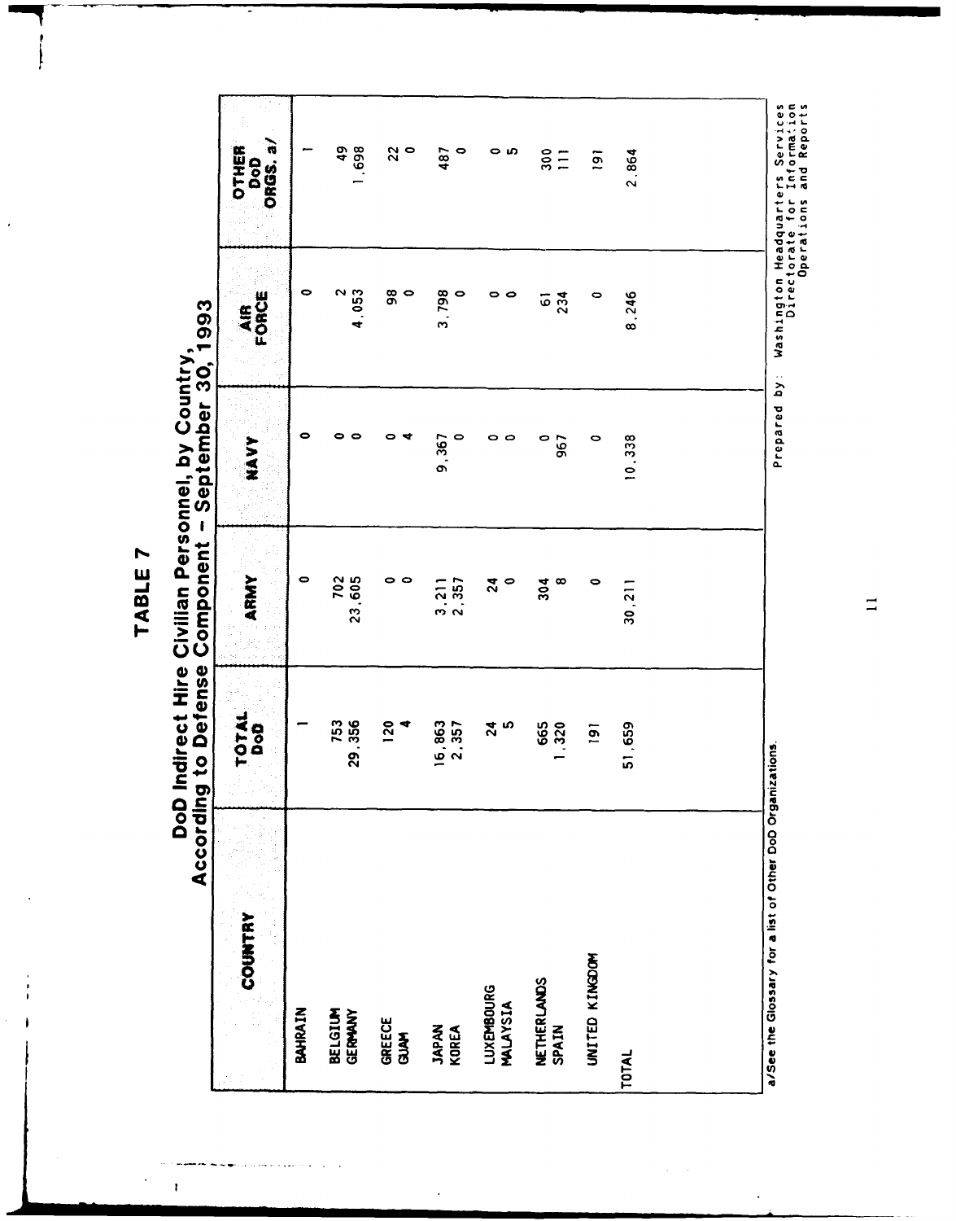# TABLE 7

## DoD Indirect Hire Civilian Personnel, by Country, According to Defense Component - September 30, 1993

| COUNTRY | TOTAL DoD | ARMY | NAVY | AIR FORCE | OTHER DoD ORGS. a/ |
|---|---|---|---|---|---|
| BAHRAIN | 1 | 0 | 0 | 0 | 1 |
| BELGIUM | 753 | 702 | 0 | 2 | 49 |
| GERMANY | 29,356 | 23,605 | 0 | 4,053 | 1,698 |
| GREECE | 120 | 0 | 0 | 98 | 22 |
| GUAM | 4 | 0 | 4 | 0 | 0 |
| JAPAN | 16,863 | 3,211 | 9,367 | 3,798 | 487 |
| KOREA | 2,357 | 2,357 | 0 | 0 | 0 |
| LUXEMBOURG | 24 | 24 | 0 | 0 | 0 |
| MALAYSIA | 5 | 0 | 0 | 0 | 5 |
| NETHERLANDS | 665 | 304 | 0 | 61 | 300 |
| SPAIN | 1,320 | 8 | 967 | 234 | 111 |
| UNITED KINGDOM | 191 | 0 | 0 | 0 | 191 |
| TOTAL | 51,659 | 30,211 | 10,338 | 8,246 | 2,864 |

a/See the Glossary for a list of Other DoD Organizations.

Prepared by: Washington Headquarters Services
Directorate for Information
Operations and Reports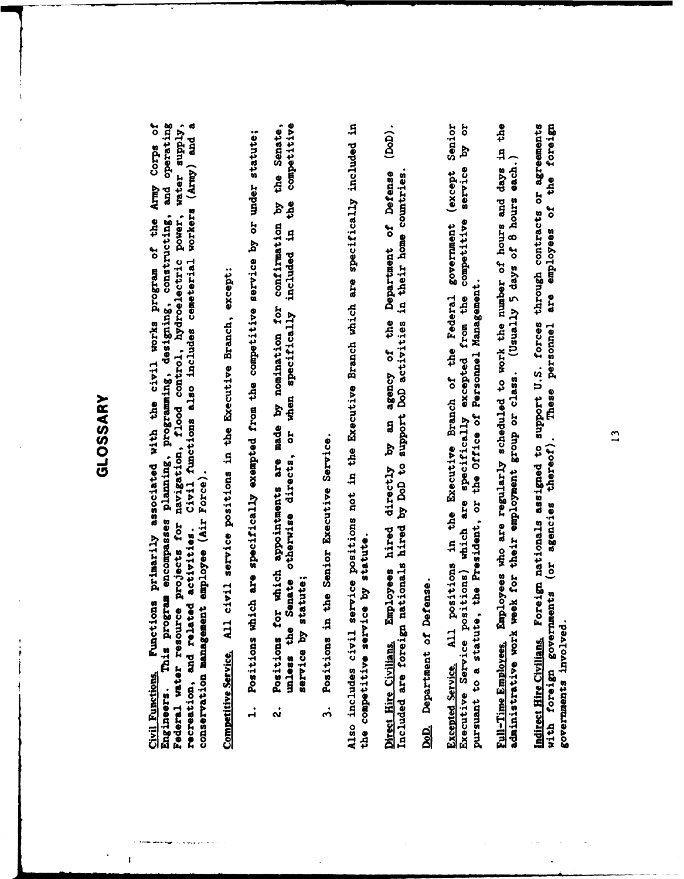# GLOSSARY

Civil Functions. Functions primarily associated with the civil works program of the Army Corps of Engineers. This program encompasses planning, programming, designing, constructing, and operating Federal water resource projects for navigation, flood control, hydroelectric power, water supply, recreation, and related activities. Civil functions also includes cemeterial workers (Army) and a conservation management employee (Air Force).

Competitive Service. All civil service positions in the Executive Branch, except:

1. Positions which are specifically exempted from the competitive service by or under statute;

2. Positions for which appointments are made by nomination for confirmation by the Senate, unless the Senate otherwise directs, or when specifically included in the competitive service by statute;

3. Positions in the Senior Executive Service.

Also includes civil service positions not in the Executive Branch which are specifically included in the competitive service by statute.

Direct Hire Civilians. Employees hired directly by an agency of the Department of Defense (DoD). Included are foreign nationals hired by DoD to support DoD activities in their home countries.

DoD. Department of Defense.

Excepted Service. All positions in the Executive Branch of the Federal government (except Senior Executive Service positions) which are specifically excepted from the competitive service by or pursuant to a statute, the President, or the Office of Personnel Management.

Full-Time Employees. Employees who are regularly scheduled to work the number of hours and days in the administrative work week for their employment group or class. (Usually 5 days of 8 hours each.)

Indirect Hire Civilians. Foreign nationals assigned to support U.S. forces through contracts or agreements with foreign governments (or agencies thereof). These personnel are employees of the foreign governments involved.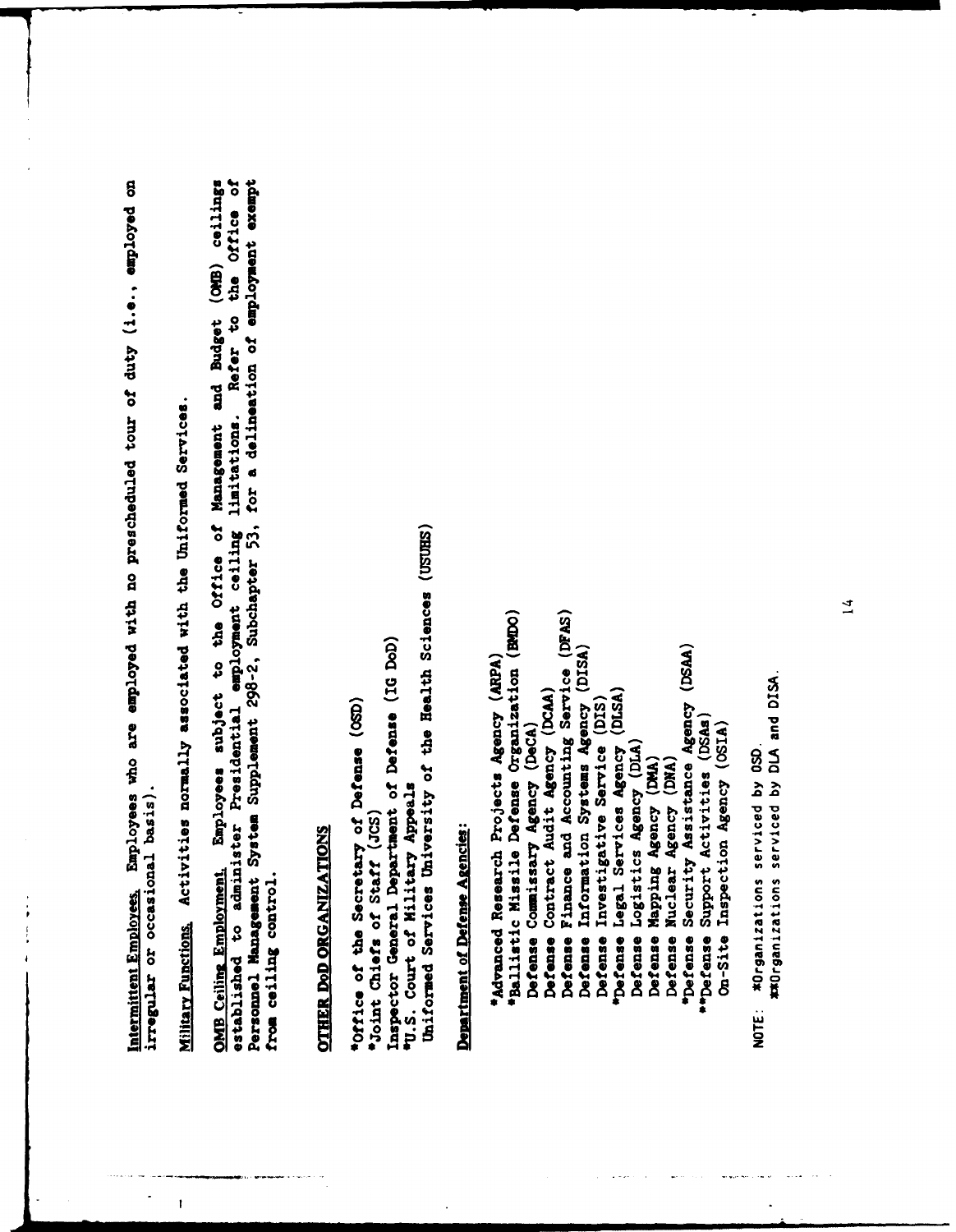__Intermittent Employees.__ Employees who are employed with no prescheduled tour of duty (i.e., employed on irregular or occasional basis).

__Military Functions.__ Activities normally associated with the Uniformed Services.

__OMB Ceiling Employment.__ Employees subject to the Office of Management and Budget (OMB) ceilings established to administer Presidential employment ceiling limitations. Refer to the Office of Personnel Management System Supplement 298-2, Subchapter 53, for a delineation of employment exempt from ceiling control.

## OTHER DoD ORGANIZATIONS

*Office of the Secretary of Defense (OSD)
*Joint Chiefs of Staff (JCS)
Inspector General Department of Defense (IG DoD)
*U.S. Court of Military Appeals
Uniformed Services University of the Health Sciences (USUHS)

__Department of Defense Agencies:__

*Advanced Research Projects Agency (ARPA)
*Ballistic Missile Defense Organization (BMDO)
Defense Commissary Agency (DeCA)
Defense Contract Audit Agency (DCAA)
Defense Finance and Accounting Service (DFAS)
Defense Information Systems Agency (DISA)
Defense Investigative Service (DIS)
*Defense Legal Services Agency (DLSA)
Defense Logistics Agency (DLA)
Defense Mapping Agency (DMA)
Defense Nuclear Agency (DNA)
*Defense Security Assistance Agency (DSAA)
**Defense Support Activities (DSAs)
On-Site Inspection Agency (OSIA)

NOTE: *Organizations serviced by OSD.
**Organizations serviced by DLA and DISA.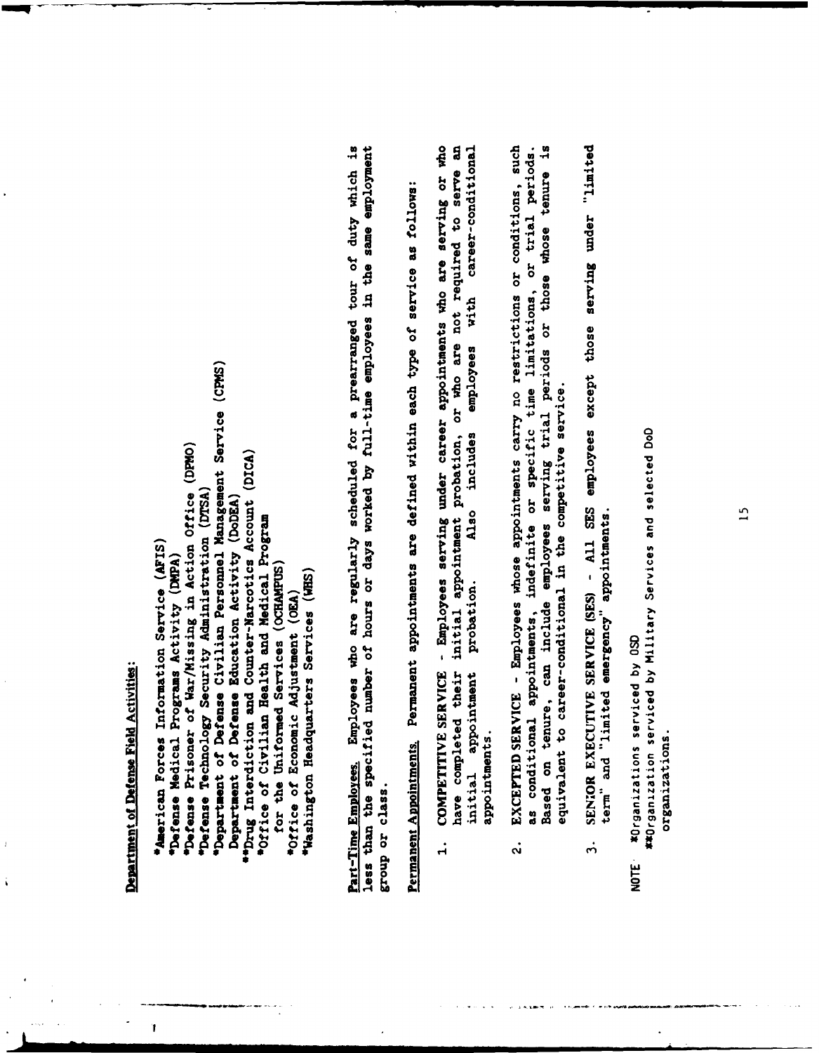**Department of Defense Field Activities:**

*American Forces Information Service (AFIS)
*Defense Medical Programs Activity (DMPA)
*Defense Prisoner of War/Missing in Action Office (DPMO)
*Defense Technology Security Administration (DTSA)
*Department of Defense Civilian Personnel Management Service (CPMS)
Department of Defense Education Activity (DoDEA)
**Drug Interdiction and Counter-Narcotics Account (DICA)
*Office of Civilian Health and Medical Program
for the Uniformed Services (OCHAMPUS)
*Office of Economic Adjustment (OEA)
*Washington Headquarters Services (WHS)

**Part-Time Employees.** Employees who are regularly scheduled for a prearranged tour of duty which is less than the specified number of hours or days worked by full-time employees in the same employment group or class.

**Permanent Appointments.** Permanent appointments are defined within each type of service as follows:

1. COMPETITIVE SERVICE - Employees serving under career appointments who are serving or who have completed their initial appointment probation, or who are not required to serve an initial appointment probation. Also includes employees with career-conditional appointments.

2. EXCEPTED SERVICE - Employees whose appointments carry no restrictions or conditions, such as conditional appointments, indefinite or specific time limitations, or trial periods. Based on tenure, can include employees serving trial periods or those whose tenure is equivalent to career-conditional in the competitive service.

3. SENIOR EXECUTIVE SERVICE (SES) - All SES employees except those serving under "limited term" and "limited emergency" appointments.

NOTE *Organizations serviced by OSD
**Organization serviced by Military Services and selected DoD organizations.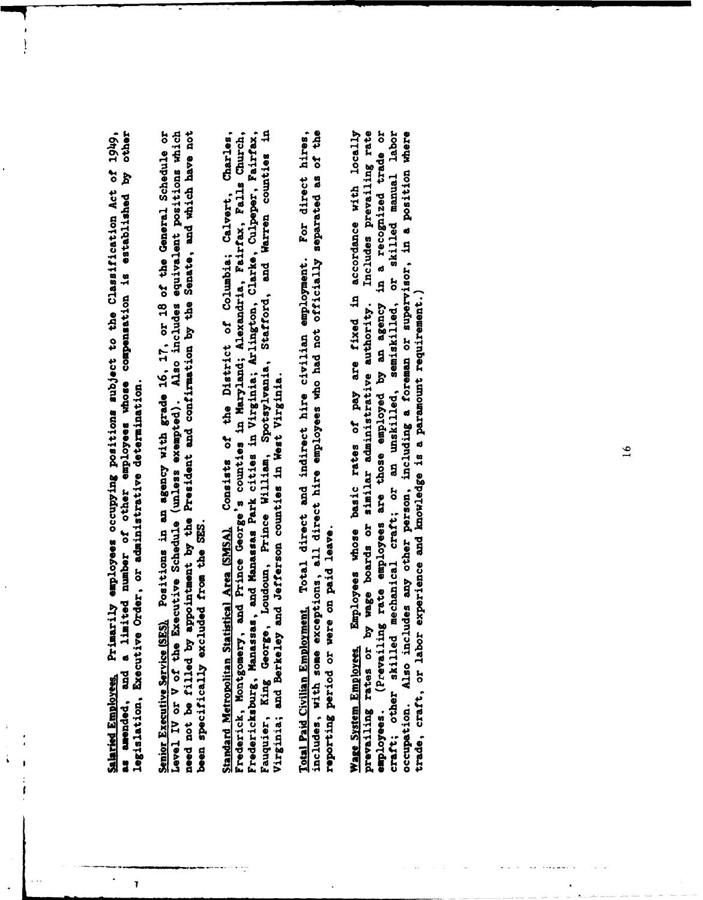**Salaried Employees.** Primarily employees occupying positions subject to the Classification Act of 1949, as amended, and a limited number of other employees whose compensation is established by other legislation, Executive Order, or administrative determination.

**Senior Executive Service (SES).** Positions in an agency with grade 16, 17, or 18 of the General Schedule or Level IV or V of the Executive Schedule (unless exempted). Also includes equivalent positions which need not be filled by appointment by the President and confirmation by the Senate, and which have not been specifically excluded from the SES.

**Standard Metropolitan Statistical Area (SMSA).** Consists of the District of Columbia; Calvert, Charles, Frederick, Montgomery, and Prince George's counties in Maryland; Alexandria, Fairfax, Falls Church, Fredericksburg, Manassas, and Manassas Park cities in Virginia; Arlington, Clarke, Culpeper, Fairfax, Fauquier, King George, Loudoun, Prince William, Spotsylvania, Stafford, and Warren counties in Virginia; and Berkeley and Jefferson counties in West Virginia.

**Total Paid Civilian Employment.** Total direct and indirect hire civilian employment. For direct hires, includes, with some exceptions, all direct hire employees who had not officially separated as of the reporting period or were on paid leave.

**Wage System Employees.** Employees whose basic rates of pay are fixed in accordance with locally prevailing rates or by wage boards or similar administrative authority. Includes prevailing rate employees. (Prevailing rate employees are those employed by an agency in a recognized trade or craft; other skilled mechanical craft; or an unskilled, semiskilled, or skilled manual labor occupation. Also includes any other person, including a foreman or supervisor, in a position where trade, craft, or labor experience and knowledge is a paramount requirement.)